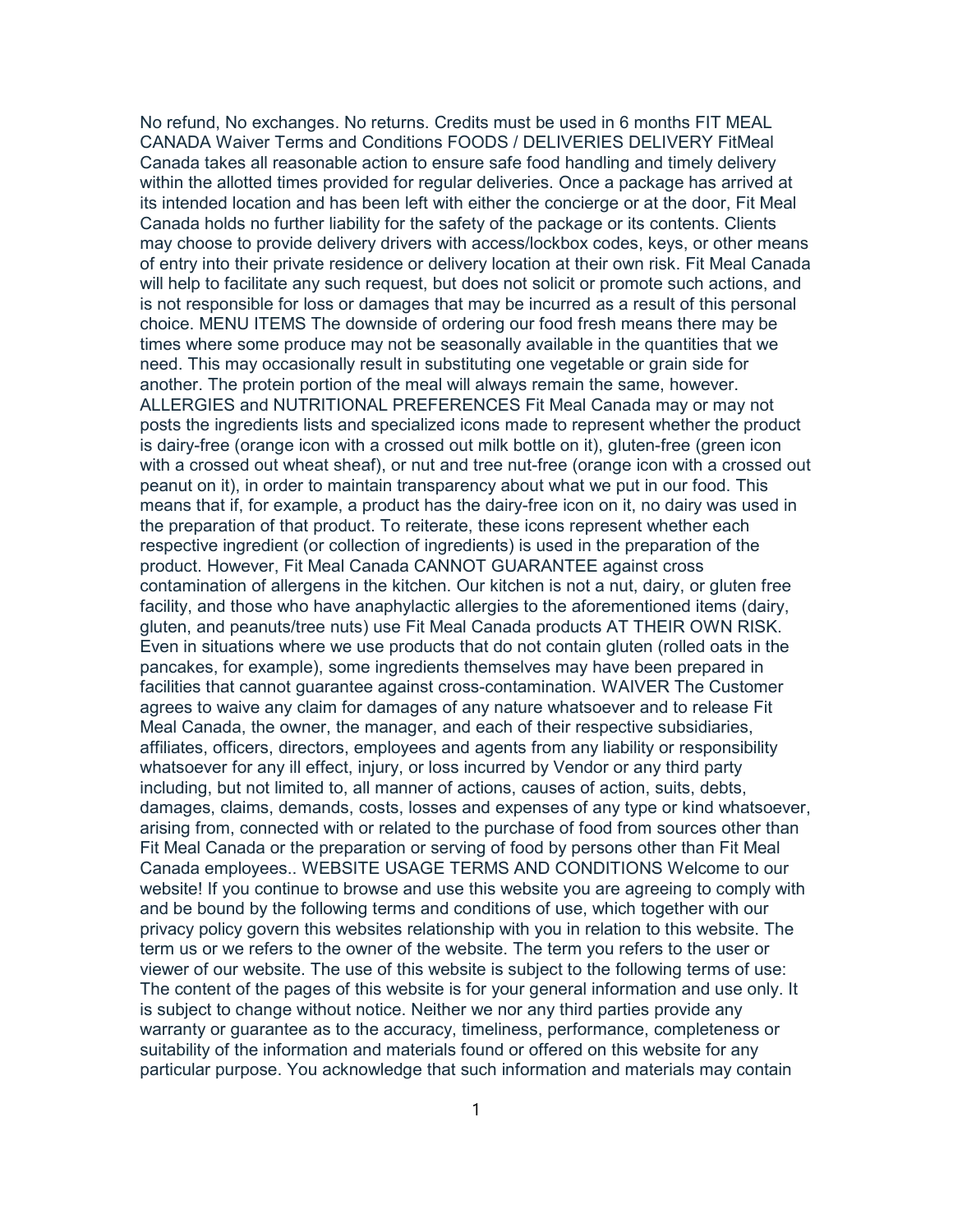No refund, No exchanges. No returns. Credits must be used in 6 months FIT MEAL CANADA Waiver Terms and Conditions FOODS / DELIVERIES DELIVERY FitMeal Canada takes all reasonable action to ensure safe food handling and timely delivery within the allotted times provided for regular deliveries. Once a package has arrived at its intended location and has been left with either the concierge or at the door, Fit Meal Canada holds no further liability for the safety of the package or its contents. Clients may choose to provide delivery drivers with access/lockbox codes, keys, or other means of entry into their private residence or delivery location at their own risk. Fit Meal Canada will help to facilitate any such request, but does not solicit or promote such actions, and is not responsible for loss or damages that may be incurred as a result of this personal choice. MENU ITEMS The downside of ordering our food fresh means there may be times where some produce may not be seasonally available in the quantities that we need. This may occasionally result in substituting one vegetable or grain side for another. The protein portion of the meal will always remain the same, however. ALLERGIES and NUTRITIONAL PREFERENCES Fit Meal Canada may or may not posts the ingredients lists and specialized icons made to represent whether the product is dairy-free (orange icon with a crossed out milk bottle on it), gluten-free (green icon with a crossed out wheat sheaf), or nut and tree nut-free (orange icon with a crossed out peanut on it), in order to maintain transparency about what we put in our food. This means that if, for example, a product has the dairy-free icon on it, no dairy was used in the preparation of that product. To reiterate, these icons represent whether each respective ingredient (or collection of ingredients) is used in the preparation of the product. However, Fit Meal Canada CANNOT GUARANTEE against cross contamination of allergens in the kitchen. Our kitchen is not a nut, dairy, or gluten free facility, and those who have anaphylactic allergies to the aforementioned items (dairy, gluten, and peanuts/tree nuts) use Fit Meal Canada products AT THEIR OWN RISK. Even in situations where we use products that do not contain gluten (rolled oats in the pancakes, for example), some ingredients themselves may have been prepared in facilities that cannot guarantee against cross-contamination. WAIVER The Customer agrees to waive any claim for damages of any nature whatsoever and to release Fit Meal Canada, the owner, the manager, and each of their respective subsidiaries, affiliates, officers, directors, employees and agents from any liability or responsibility whatsoever for any ill effect, injury, or loss incurred by Vendor or any third party including, but not limited to, all manner of actions, causes of action, suits, debts, damages, claims, demands, costs, losses and expenses of any type or kind whatsoever, arising from, connected with or related to the purchase of food from sources other than Fit Meal Canada or the preparation or serving of food by persons other than Fit Meal Canada employees.. WEBSITE USAGE TERMS AND CONDITIONS Welcome to our website! If you continue to browse and use this website you are agreeing to comply with and be bound by the following terms and conditions of use, which together with our privacy policy govern this websites relationship with you in relation to this website. The term us or we refers to the owner of the website. The term you refers to the user or viewer of our website. The use of this website is subject to the following terms of use: The content of the pages of this website is for your general information and use only. It is subject to change without notice. Neither we nor any third parties provide any warranty or guarantee as to the accuracy, timeliness, performance, completeness or suitability of the information and materials found or offered on this website for any particular purpose. You acknowledge that such information and materials may contain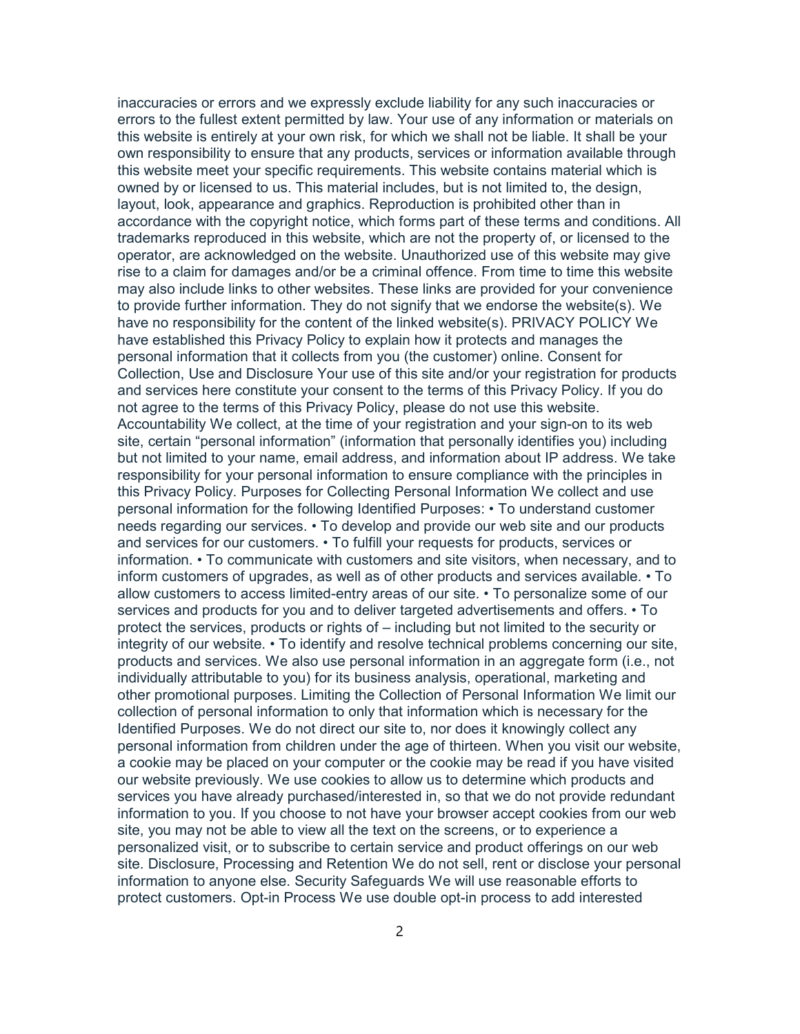inaccuracies or errors and we expressly exclude liability for any such inaccuracies or errors to the fullest extent permitted by law. Your use of any information or materials on this website is entirely at your own risk, for which we shall not be liable. It shall be your own responsibility to ensure that any products, services or information available through this website meet your specific requirements. This website contains material which is owned by or licensed to us. This material includes, but is not limited to, the design, layout, look, appearance and graphics. Reproduction is prohibited other than in accordance with the copyright notice, which forms part of these terms and conditions. All trademarks reproduced in this website, which are not the property of, or licensed to the operator, are acknowledged on the website. Unauthorized use of this website may give rise to a claim for damages and/or be a criminal offence. From time to time this website may also include links to other websites. These links are provided for your convenience to provide further information. They do not signify that we endorse the website(s). We have no responsibility for the content of the linked website(s). PRIVACY POLICY We have established this Privacy Policy to explain how it protects and manages the personal information that it collects from you (the customer) online. Consent for Collection, Use and Disclosure Your use of this site and/or your registration for products and services here constitute your consent to the terms of this Privacy Policy. If you do not agree to the terms of this Privacy Policy, please do not use this website. Accountability We collect, at the time of your registration and your sign-on to its web site, certain "personal information" (information that personally identifies you) including but not limited to your name, email address, and information about IP address. We take responsibility for your personal information to ensure compliance with the principles in this Privacy Policy. Purposes for Collecting Personal Information We collect and use personal information for the following Identified Purposes: • To understand customer needs regarding our services. • To develop and provide our web site and our products and services for our customers. • To fulfill your requests for products, services or information. • To communicate with customers and site visitors, when necessary, and to inform customers of upgrades, as well as of other products and services available. • To allow customers to access limited-entry areas of our site. • To personalize some of our services and products for you and to deliver targeted advertisements and offers. • To protect the services, products or rights of – including but not limited to the security or integrity of our website. • To identify and resolve technical problems concerning our site, products and services. We also use personal information in an aggregate form (i.e., not individually attributable to you) for its business analysis, operational, marketing and other promotional purposes. Limiting the Collection of Personal Information We limit our collection of personal information to only that information which is necessary for the Identified Purposes. We do not direct our site to, nor does it knowingly collect any personal information from children under the age of thirteen. When you visit our website, a cookie may be placed on your computer or the cookie may be read if you have visited our website previously. We use cookies to allow us to determine which products and services you have already purchased/interested in, so that we do not provide redundant information to you. If you choose to not have your browser accept cookies from our web site, you may not be able to view all the text on the screens, or to experience a personalized visit, or to subscribe to certain service and product offerings on our web site. Disclosure, Processing and Retention We do not sell, rent or disclose your personal information to anyone else. Security Safeguards We will use reasonable efforts to protect customers. Opt-in Process We use double opt-in process to add interested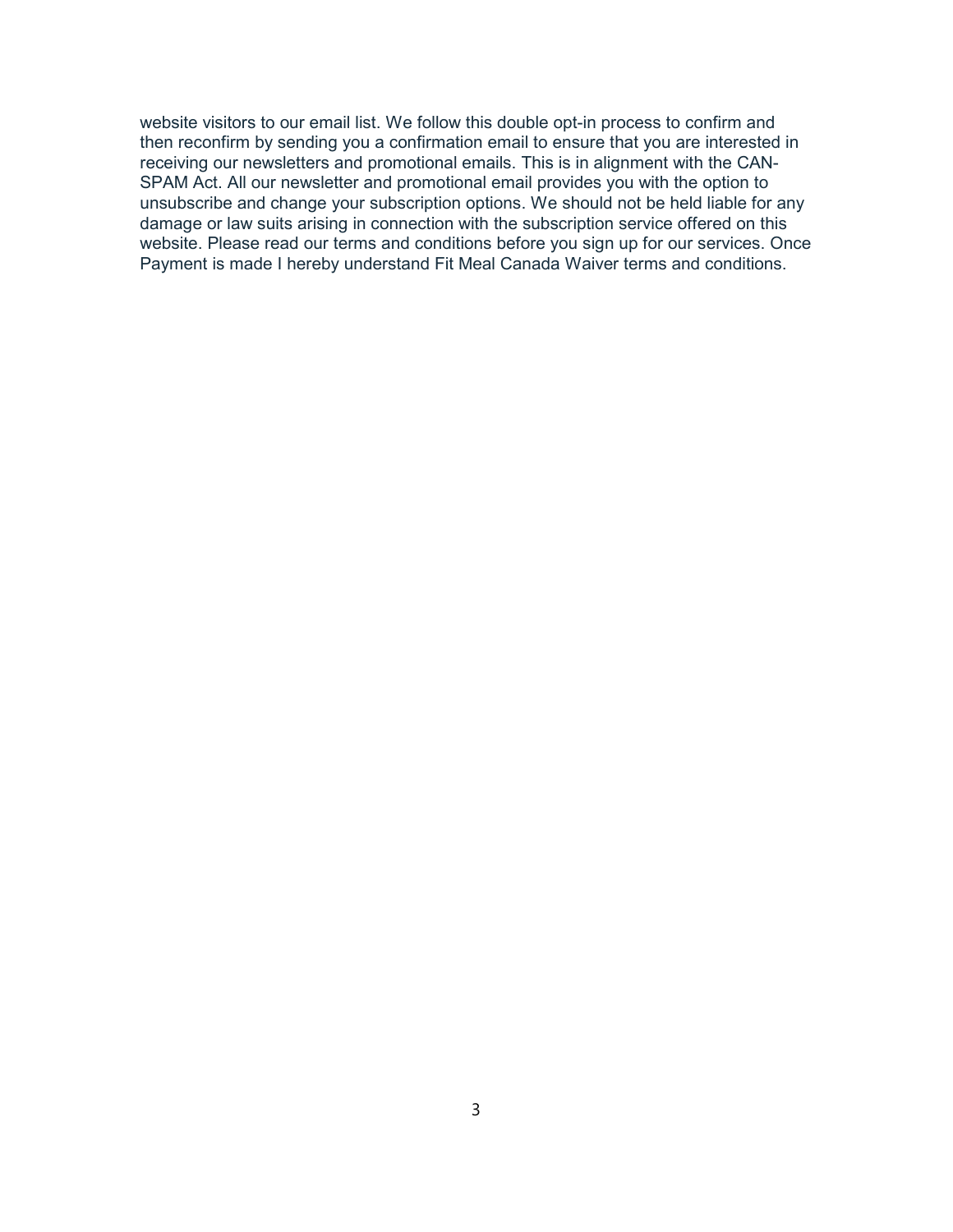website visitors to our email list. We follow this double opt-in process to confirm and then reconfirm by sending you a confirmation email to ensure that you are interested in receiving our newsletters and promotional emails. This is in alignment with the CAN-SPAM Act. All our newsletter and promotional email provides you with the option to unsubscribe and change your subscription options. We should not be held liable for any damage or law suits arising in connection with the subscription service offered on this website. Please read our terms and conditions before you sign up for our services. Once Payment is made I hereby understand Fit Meal Canada Waiver terms and conditions.